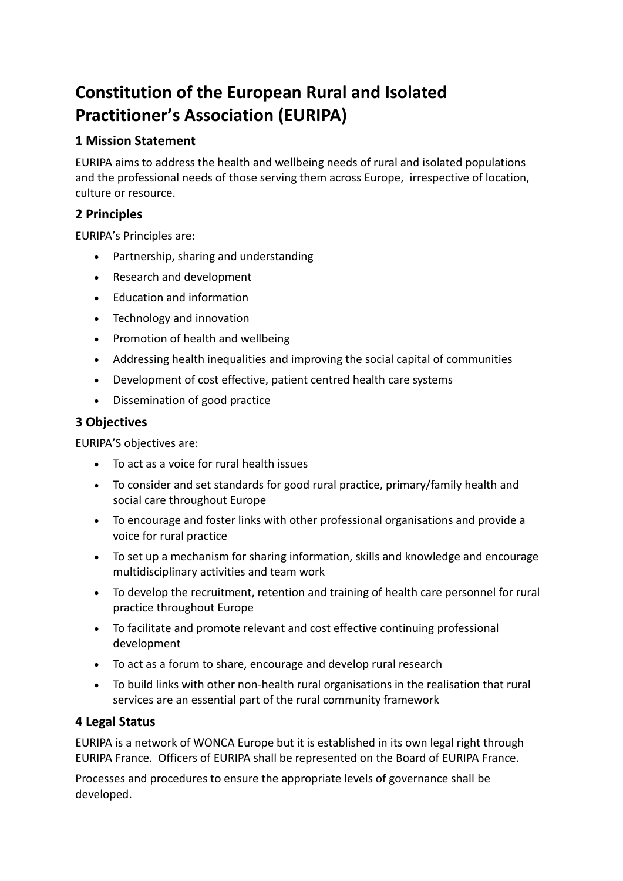# Constitution of the European Rural and Isolated Practitioner's Association (EURIPA)

## 1 Mission Statement

EURIPA aims to address the health and wellbeing needs of rural and isolated populations and the professional needs of those serving them across Europe, irrespective of location, culture or resource.

## 2 Principles

EURIPA's Principles are:

- Partnership, sharing and understanding
- Research and development
- Education and information
- Technology and innovation
- Promotion of health and wellbeing
- Addressing health inequalities and improving the social capital of communities
- Development of cost effective, patient centred health care systems
- Dissemination of good practice

## 3 Objectives

EURIPA'S objectives are:

- To act as a voice for rural health issues
- To consider and set standards for good rural practice, primary/family health and social care throughout Europe
- To encourage and foster links with other professional organisations and provide a voice for rural practice
- To set up a mechanism for sharing information, skills and knowledge and encourage multidisciplinary activities and team work
- To develop the recruitment, retention and training of health care personnel for rural practice throughout Europe
- To facilitate and promote relevant and cost effective continuing professional development
- To act as a forum to share, encourage and develop rural research
- To build links with other non-health rural organisations in the realisation that rural services are an essential part of the rural community framework

## 4 Legal Status

EURIPA is a network of WONCA Europe but it is established in its own legal right through EURIPA France. Officers of EURIPA shall be represented on the Board of EURIPA France.

Processes and procedures to ensure the appropriate levels of governance shall be developed.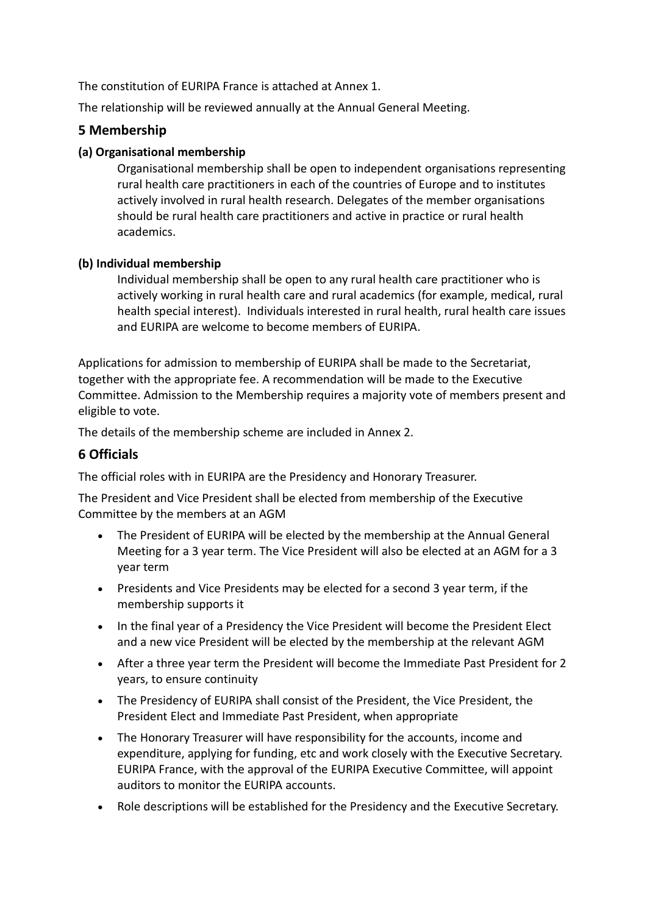The constitution of EURIPA France is attached at Annex 1.

The relationship will be reviewed annually at the Annual General Meeting.

## 5 Membership

### (a) Organisational membership

Organisational membership shall be open to independent organisations representing rural health care practitioners in each of the countries of Europe and to institutes actively involved in rural health research. Delegates of the member organisations should be rural health care practitioners and active in practice or rural health academics.

### (b) Individual membership

Individual membership shall be open to any rural health care practitioner who is actively working in rural health care and rural academics (for example, medical, rural health special interest). Individuals interested in rural health, rural health care issues and EURIPA are welcome to become members of EURIPA.

Applications for admission to membership of EURIPA shall be made to the Secretariat, together with the appropriate fee. A recommendation will be made to the Executive Committee. Admission to the Membership requires a majority vote of members present and eligible to vote.

The details of the membership scheme are included in Annex 2.

## 6 Officials

The official roles with in EURIPA are the Presidency and Honorary Treasurer.

The President and Vice President shall be elected from membership of the Executive Committee by the members at an AGM

- The President of EURIPA will be elected by the membership at the Annual General Meeting for a 3 year term. The Vice President will also be elected at an AGM for a 3 year term
- Presidents and Vice Presidents may be elected for a second 3 year term, if the membership supports it
- In the final year of a Presidency the Vice President will become the President Elect and a new vice President will be elected by the membership at the relevant AGM
- After a three year term the President will become the Immediate Past President for 2 years, to ensure continuity
- The Presidency of EURIPA shall consist of the President, the Vice President, the President Elect and Immediate Past President, when appropriate
- The Honorary Treasurer will have responsibility for the accounts, income and expenditure, applying for funding, etc and work closely with the Executive Secretary. EURIPA France, with the approval of the EURIPA Executive Committee, will appoint auditors to monitor the EURIPA accounts.
- Role descriptions will be established for the Presidency and the Executive Secretary.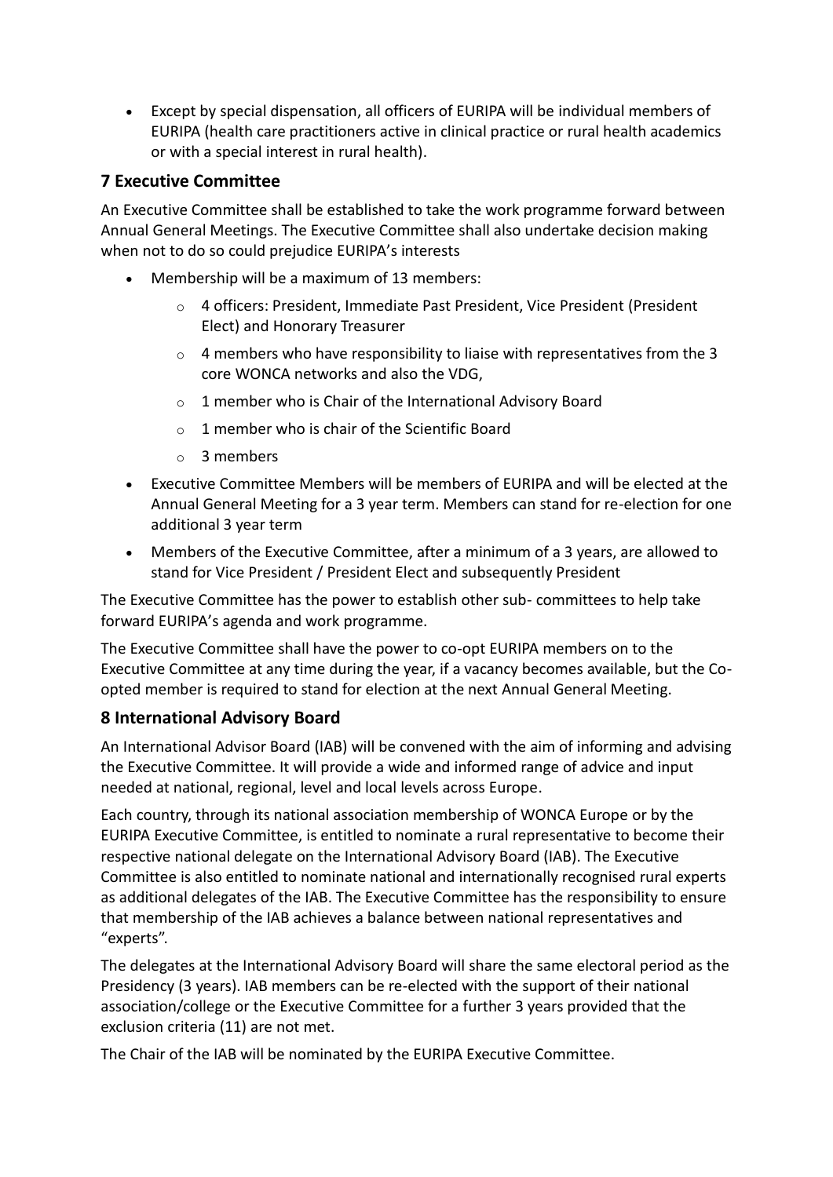- Except by special dispensation, all officers of EURIPA will be individual members of EURIPA (health care practitioners active in clinical practice or rural health academics or with a special interest in rural health).

## 7 Executive Committee

An Executive Committee shall be established to take the work programme forward between Annual General Meetings. The Executive Committee shall also undertake decision making when not to do so could prejudice EURIPA's interests

- Membership will be a maximum of 13 members:
  - 4 officers: President, Immediate Past President, Vice President (President Elect) and Honorary Treasurer
  - 4 members who have responsibility to liaise with representatives from the 3 core WONCA networks and also the VDG,
  - 1 member who is Chair of the International Advisory Board
  - 1 member who is chair of the Scientific Board
  - 3 members
- Executive Committee Members will be members of EURIPA and will be elected at the Annual General Meeting for a 3 year term. Members can stand for re-election for one additional 3 year term
- Members of the Executive Committee, after a minimum of a 3 years, are allowed to stand for Vice President / President Elect and subsequently President

The Executive Committee has the power to establish other sub- committees to help take forward EURIPA's agenda and work programme.

The Executive Committee shall have the power to co-opt EURIPA members on to the Executive Committee at any time during the year, if a vacancy becomes available, but the Co-opted member is required to stand for election at the next Annual General Meeting.

## 8 International Advisory Board

An International Advisor Board (IAB) will be convened with the aim of informing and advising the Executive Committee. It will provide a wide and informed range of advice and input needed at national, regional, level and local levels across Europe.

Each country, through its national association membership of WONCA Europe or by the EURIPA Executive Committee, is entitled to nominate a rural representative to become their respective national delegate on the International Advisory Board (IAB). The Executive Committee is also entitled to nominate national and internationally recognised rural experts as additional delegates of the IAB. The Executive Committee has the responsibility to ensure that membership of the IAB achieves a balance between national representatives and "experts".

The delegates at the International Advisory Board will share the same electoral period as the Presidency (3 years). IAB members can be re-elected with the support of their national association/college or the Executive Committee for a further 3 years provided that the exclusion criteria (11) are not met.

The Chair of the IAB will be nominated by the EURIPA Executive Committee.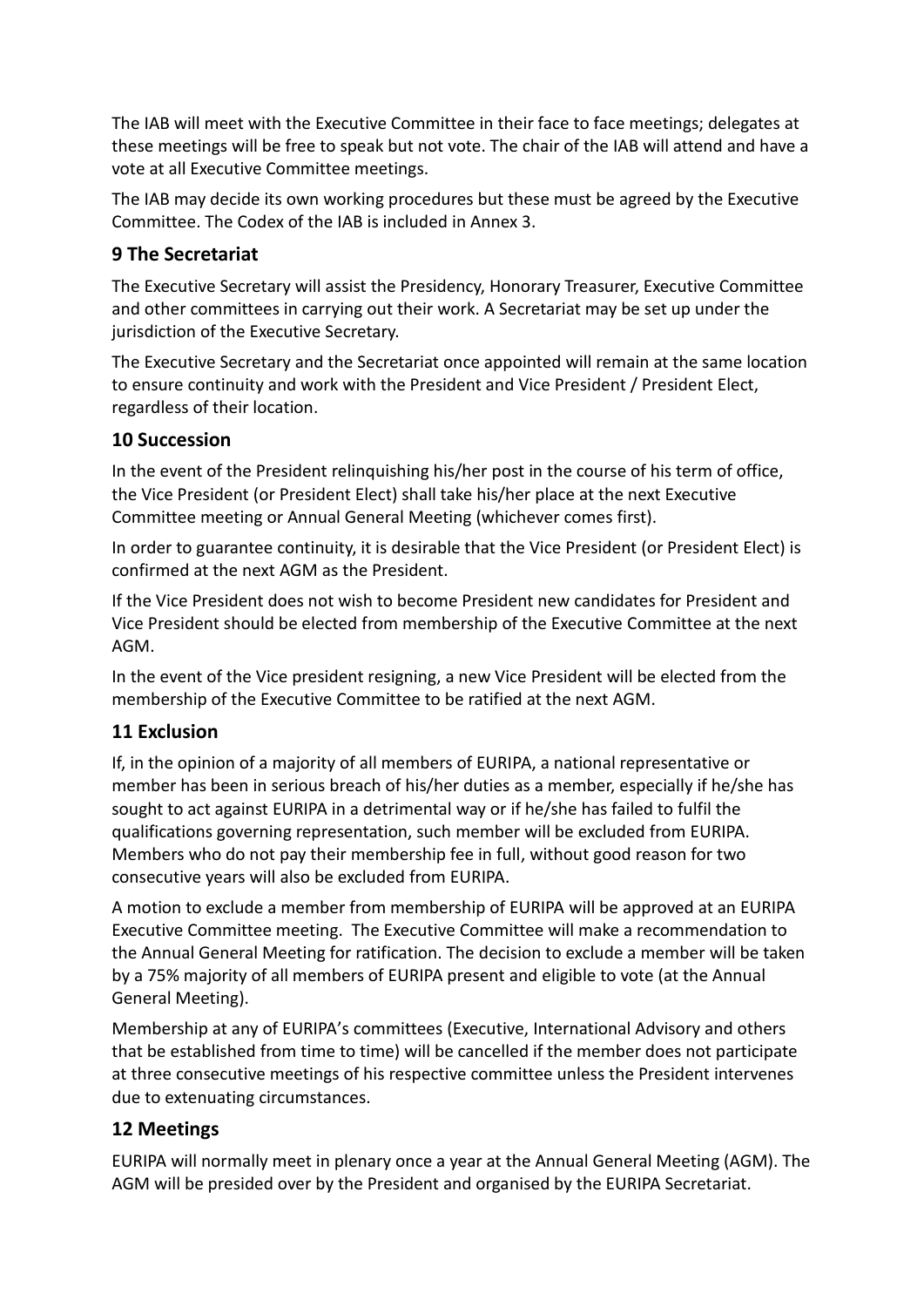The IAB will meet with the Executive Committee in their face to face meetings; delegates at these meetings will be free to speak but not vote. The chair of the IAB will attend and have a vote at all Executive Committee meetings.

The IAB may decide its own working procedures but these must be agreed by the Executive Committee. The Codex of the IAB is included in Annex 3.

## 9 The Secretariat

The Executive Secretary will assist the Presidency, Honorary Treasurer, Executive Committee and other committees in carrying out their work. A Secretariat may be set up under the jurisdiction of the Executive Secretary.

The Executive Secretary and the Secretariat once appointed will remain at the same location to ensure continuity and work with the President and Vice President / President Elect, regardless of their location.

## 10 Succession

In the event of the President relinquishing his/her post in the course of his term of office, the Vice President (or President Elect) shall take his/her place at the next Executive Committee meeting or Annual General Meeting (whichever comes first).

In order to guarantee continuity, it is desirable that the Vice President (or President Elect) is confirmed at the next AGM as the President.

If the Vice President does not wish to become President new candidates for President and Vice President should be elected from membership of the Executive Committee at the next AGM.

In the event of the Vice president resigning, a new Vice President will be elected from the membership of the Executive Committee to be ratified at the next AGM.

## 11 Exclusion

If, in the opinion of a majority of all members of EURIPA, a national representative or member has been in serious breach of his/her duties as a member, especially if he/she has sought to act against EURIPA in a detrimental way or if he/she has failed to fulfil the qualifications governing representation, such member will be excluded from EURIPA. Members who do not pay their membership fee in full, without good reason for two consecutive years will also be excluded from EURIPA.

A motion to exclude a member from membership of EURIPA will be approved at an EURIPA Executive Committee meeting. The Executive Committee will make a recommendation to the Annual General Meeting for ratification. The decision to exclude a member will be taken by a 75% majority of all members of EURIPA present and eligible to vote (at the Annual General Meeting).

Membership at any of EURIPA's committees (Executive, International Advisory and others that be established from time to time) will be cancelled if the member does not participate at three consecutive meetings of his respective committee unless the President intervenes due to extenuating circumstances.

## 12 Meetings

EURIPA will normally meet in plenary once a year at the Annual General Meeting (AGM). The AGM will be presided over by the President and organised by the EURIPA Secretariat.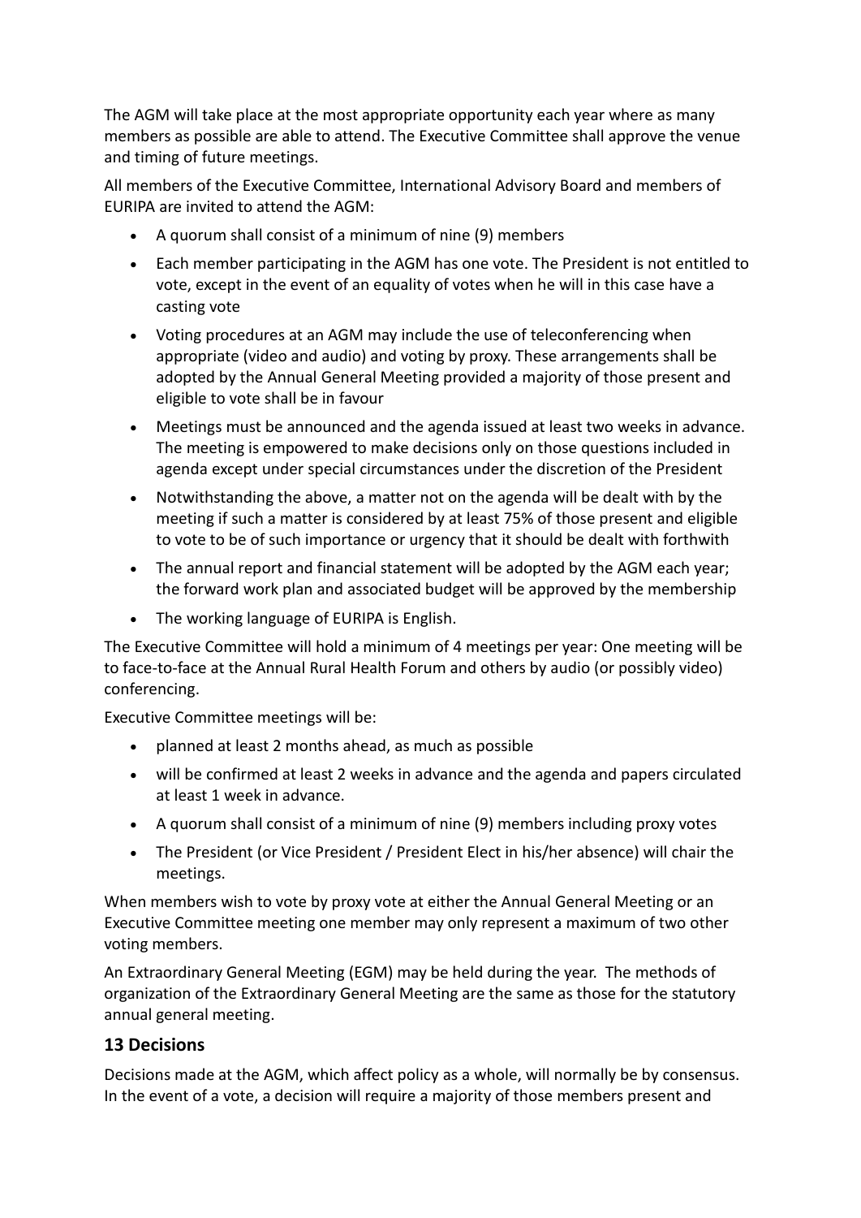The AGM will take place at the most appropriate opportunity each year where as many members as possible are able to attend. The Executive Committee shall approve the venue and timing of future meetings.

All members of the Executive Committee, International Advisory Board and members of EURIPA are invited to attend the AGM:

- A quorum shall consist of a minimum of nine (9) members
- Each member participating in the AGM has one vote. The President is not entitled to vote, except in the event of an equality of votes when he will in this case have a casting vote
- Voting procedures at an AGM may include the use of teleconferencing when appropriate (video and audio) and voting by proxy. These arrangements shall be adopted by the Annual General Meeting provided a majority of those present and eligible to vote shall be in favour
- Meetings must be announced and the agenda issued at least two weeks in advance. The meeting is empowered to make decisions only on those questions included in agenda except under special circumstances under the discretion of the President
- Notwithstanding the above, a matter not on the agenda will be dealt with by the meeting if such a matter is considered by at least 75% of those present and eligible to vote to be of such importance or urgency that it should be dealt with forthwith
- The annual report and financial statement will be adopted by the AGM each year; the forward work plan and associated budget will be approved by the membership
- The working language of EURIPA is English.

The Executive Committee will hold a minimum of 4 meetings per year: One meeting will be to face-to-face at the Annual Rural Health Forum and others by audio (or possibly video) conferencing.

Executive Committee meetings will be:

- planned at least 2 months ahead, as much as possible
- will be confirmed at least 2 weeks in advance and the agenda and papers circulated at least 1 week in advance.
- A quorum shall consist of a minimum of nine (9) members including proxy votes
- The President (or Vice President / President Elect in his/her absence) will chair the meetings.

When members wish to vote by proxy vote at either the Annual General Meeting or an Executive Committee meeting one member may only represent a maximum of two other voting members.

An Extraordinary General Meeting (EGM) may be held during the year. The methods of organization of the Extraordinary General Meeting are the same as those for the statutory annual general meeting.

## 13 Decisions

Decisions made at the AGM, which affect policy as a whole, will normally be by consensus. In the event of a vote, a decision will require a majority of those members present and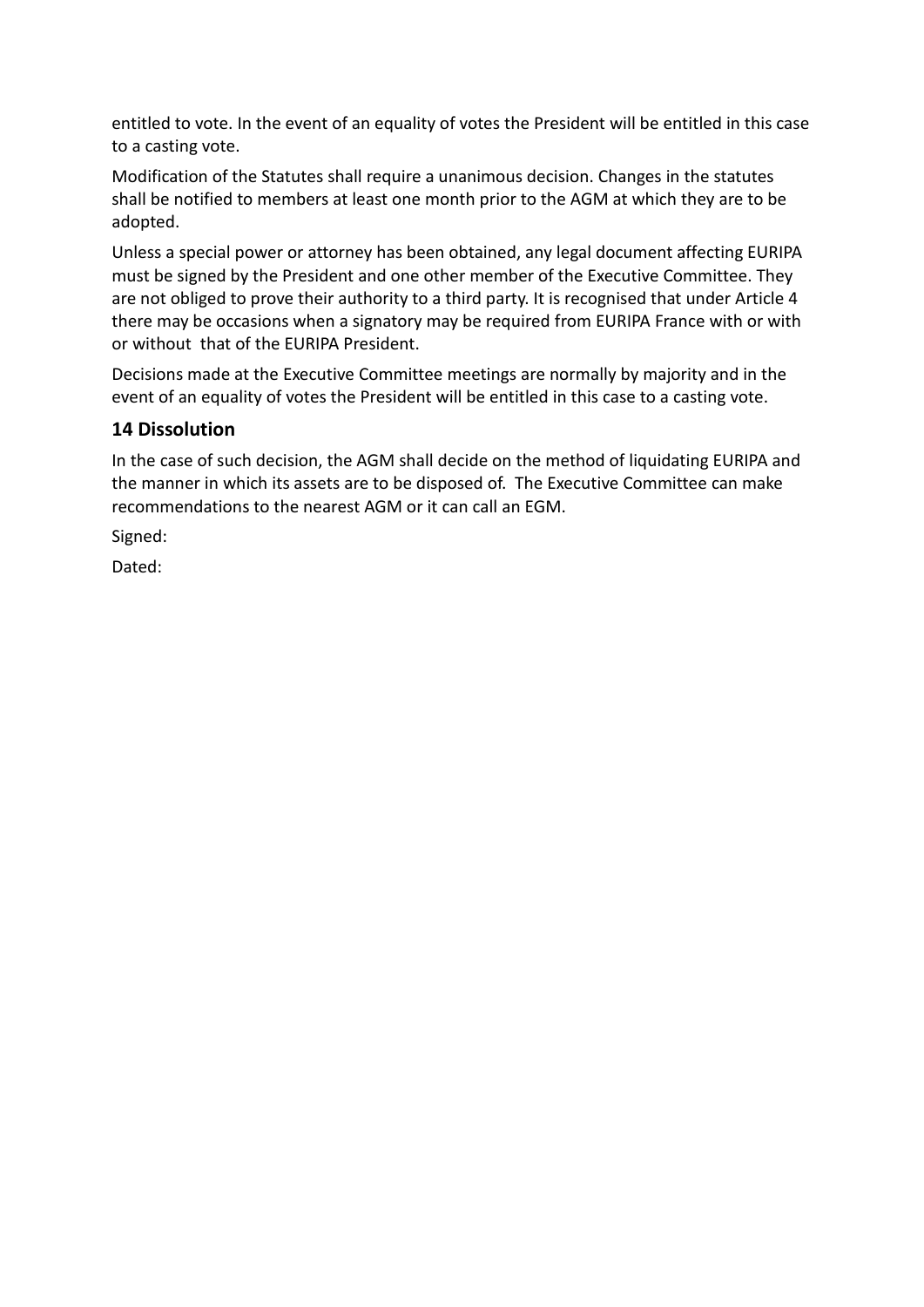entitled to vote. In the event of an equality of votes the President will be entitled in this case to a casting vote.

Modification of the Statutes shall require a unanimous decision. Changes in the statutes shall be notified to members at least one month prior to the AGM at which they are to be adopted.

Unless a special power or attorney has been obtained, any legal document affecting EURIPA must be signed by the President and one other member of the Executive Committee. They are not obliged to prove their authority to a third party. It is recognised that under Article 4 there may be occasions when a signatory may be required from EURIPA France with or with or without that of the EURIPA President.

Decisions made at the Executive Committee meetings are normally by majority and in the event of an equality of votes the President will be entitled in this case to a casting vote.

## 14 Dissolution

In the case of such decision, the AGM shall decide on the method of liquidating EURIPA and the manner in which its assets are to be disposed of. The Executive Committee can make recommendations to the nearest AGM or it can call an EGM.

Signed:

Dated: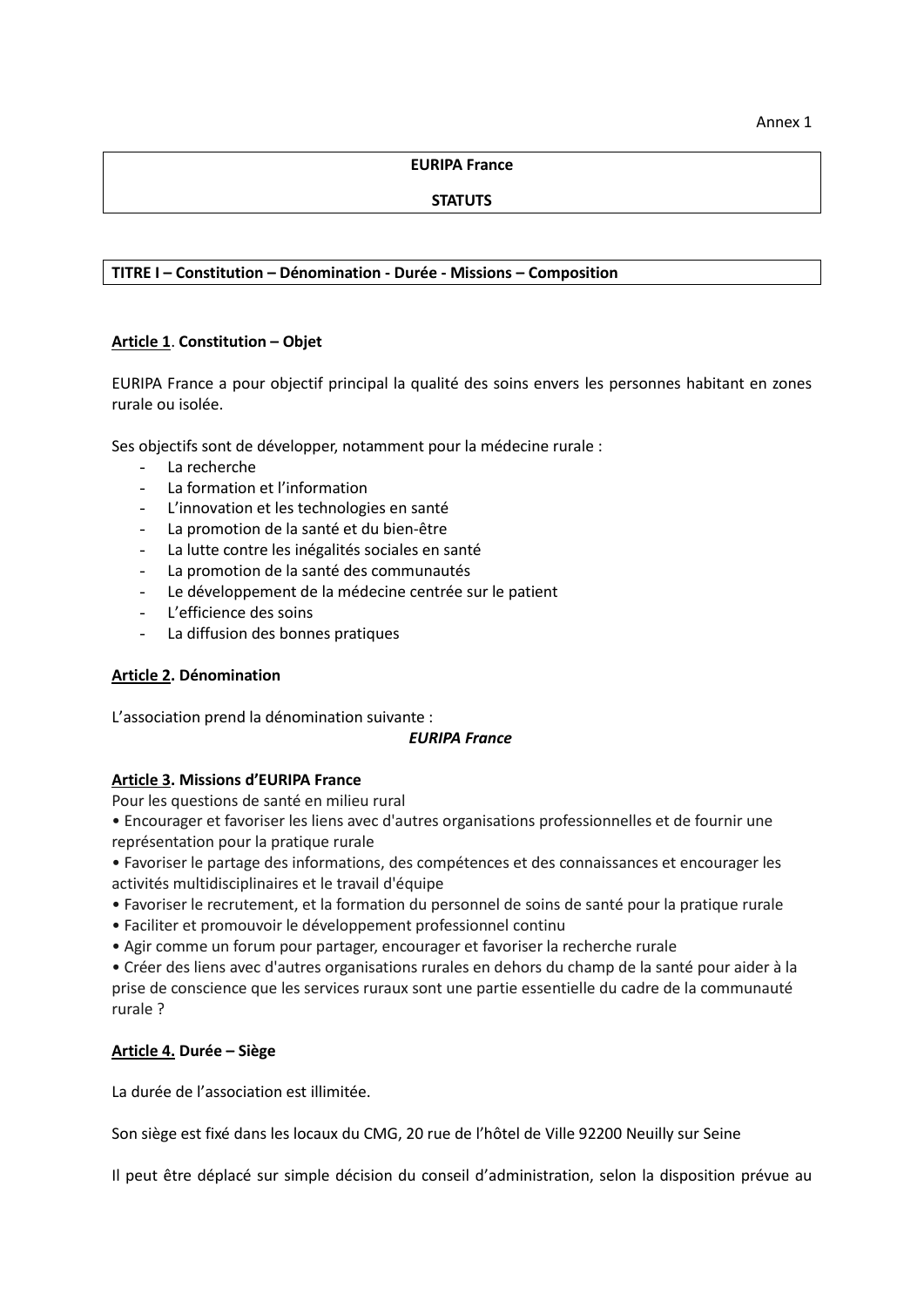Annex 1

**EURIPA France**

**STATUTS**

**TITRE I – Constitution – Dénomination - Durée - Missions – Composition**

**<u>Article 1</u>. Constitution – Objet**

EURIPA France a pour objectif principal la qualité des soins envers les personnes habitant en zones rurale ou isolée.

Ses objectifs sont de développer, notamment pour la médecine rurale :

- La recherche
- La formation et l'information
- L'innovation et les technologies en santé
- La promotion de la santé et du bien-être
- La lutte contre les inégalités sociales en santé
- La promotion de la santé des communautés
- Le développement de la médecine centrée sur le patient
- L'efficience des soins
- La diffusion des bonnes pratiques

**<u>Article 2</u>. Dénomination**

L'association prend la dénomination suivante :

***EURIPA France***

**<u>Article 3</u>. Missions d'EURIPA France**

Pour les questions de santé en milieu rural

• Encourager et favoriser les liens avec d'autres organisations professionnelles et de fournir une représentation pour la pratique rurale

• Favoriser le partage des informations, des compétences et des connaissances et encourager les activités multidisciplinaires et le travail d'équipe

• Favoriser le recrutement, et la formation du personnel de soins de santé pour la pratique rurale

• Faciliter et promouvoir le développement professionnel continu

• Agir comme un forum pour partager, encourager et favoriser la recherche rurale

• Créer des liens avec d'autres organisations rurales en dehors du champ de la santé pour aider à la prise de conscience que les services ruraux sont une partie essentielle du cadre de la communauté rurale ?

**<u>Article 4.</u> Durée – Siège**

La durée de l'association est illimitée.

Son siège est fixé dans les locaux du CMG, 20 rue de l'hôtel de Ville 92200 Neuilly sur Seine

Il peut être déplacé sur simple décision du conseil d'administration, selon la disposition prévue au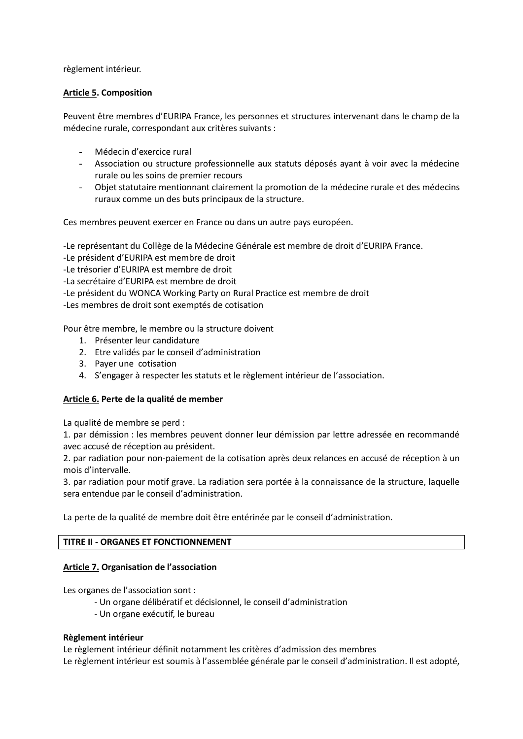règlement intérieur.

**<u>Article 5</u>. Composition**

Peuvent être membres d'EURIPA France, les personnes et structures intervenant dans le champ de la médecine rurale, correspondant aux critères suivants :

- Médecin d'exercice rural
- Association ou structure professionnelle aux statuts déposés ayant à voir avec la médecine rurale ou les soins de premier recours
- Objet statutaire mentionnant clairement la promotion de la médecine rurale et des médecins ruraux comme un des buts principaux de la structure.

Ces membres peuvent exercer en France ou dans un autre pays européen.

-Le représentant du Collège de la Médecine Générale est membre de droit d'EURIPA France.
-Le président d'EURIPA est membre de droit
-Le trésorier d'EURIPA est membre de droit
-La secrétaire d'EURIPA est membre de droit
-Le président du WONCA Working Party on Rural Practice est membre de droit
-Les membres de droit sont exemptés de cotisation

Pour être membre, le membre ou la structure doivent

1. Présenter leur candidature
2. Etre validés par le conseil d'administration
3. Payer une cotisation
4. S'engager à respecter les statuts et le règlement intérieur de l'association.

**<u>Article 6.</u> Perte de la qualité de member**

La qualité de membre se perd :
1. par démission : les membres peuvent donner leur démission par lettre adressée en recommandé avec accusé de réception au président.
2. par radiation pour non-paiement de la cotisation après deux relances en accusé de réception à un mois d'intervalle.
3. par radiation pour motif grave. La radiation sera portée à la connaissance de la structure, laquelle sera entendue par le conseil d'administration.

La perte de la qualité de membre doit être entérinée par le conseil d'administration.

## TITRE II - ORGANES ET FONCTIONNEMENT

**<u>Article 7.</u> Organisation de l'association**

Les organes de l'association sont :

- Un organe délibératif et décisionnel, le conseil d'administration
- Un organe exécutif, le bureau

**Règlement intérieur**
Le règlement intérieur définit notamment les critères d'admission des membres
Le règlement intérieur est soumis à l'assemblée générale par le conseil d'administration. Il est adopté,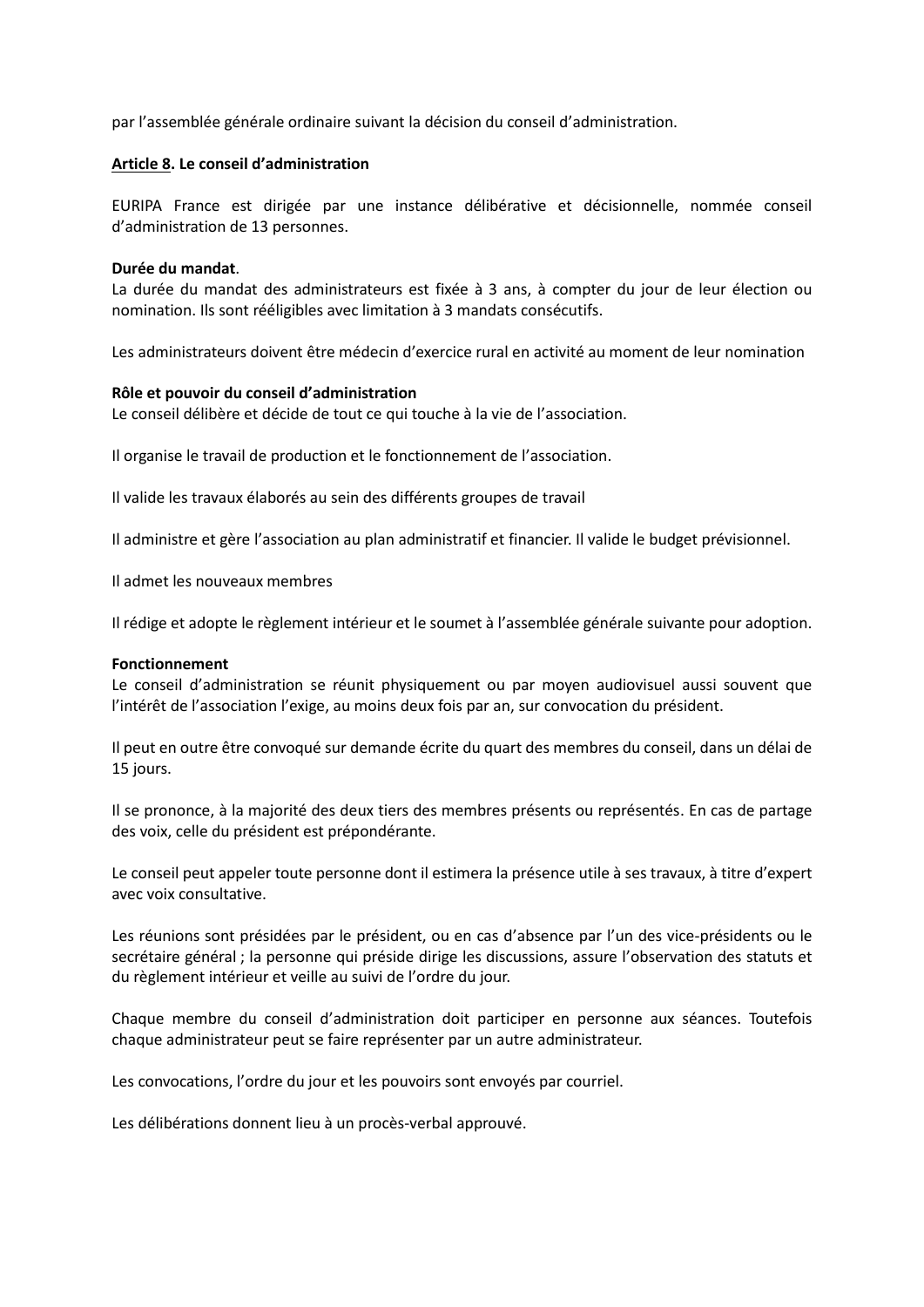par l'assemblée générale ordinaire suivant la décision du conseil d'administration.

## Article 8. Le conseil d'administration

EURIPA France est dirigée par une instance délibérative et décisionnelle, nommée conseil d'administration de 13 personnes.

**Durée du mandat**.

La durée du mandat des administrateurs est fixée à 3 ans, à compter du jour de leur élection ou nomination. Ils sont rééligibles avec limitation à 3 mandats consécutifs.

Les administrateurs doivent être médecin d'exercice rural en activité au moment de leur nomination

**Rôle et pouvoir du conseil d'administration**

Le conseil délibère et décide de tout ce qui touche à la vie de l'association.

Il organise le travail de production et le fonctionnement de l'association.

Il valide les travaux élaborés au sein des différents groupes de travail

Il administre et gère l'association au plan administratif et financier. Il valide le budget prévisionnel.

Il admet les nouveaux membres

Il rédige et adopte le règlement intérieur et le soumet à l'assemblée générale suivante pour adoption.

**Fonctionnement**

Le conseil d'administration se réunit physiquement ou par moyen audiovisuel aussi souvent que l'intérêt de l'association l'exige, au moins deux fois par an, sur convocation du président.

Il peut en outre être convoqué sur demande écrite du quart des membres du conseil, dans un délai de 15 jours.

Il se prononce, à la majorité des deux tiers des membres présents ou représentés. En cas de partage des voix, celle du président est prépondérante.

Le conseil peut appeler toute personne dont il estimera la présence utile à ses travaux, à titre d'expert avec voix consultative.

Les réunions sont présidées par le président, ou en cas d'absence par l'un des vice-présidents ou le secrétaire général ; la personne qui préside dirige les discussions, assure l'observation des statuts et du règlement intérieur et veille au suivi de l'ordre du jour.

Chaque membre du conseil d'administration doit participer en personne aux séances. Toutefois chaque administrateur peut se faire représenter par un autre administrateur.

Les convocations, l'ordre du jour et les pouvoirs sont envoyés par courriel.

Les délibérations donnent lieu à un procès-verbal approuvé.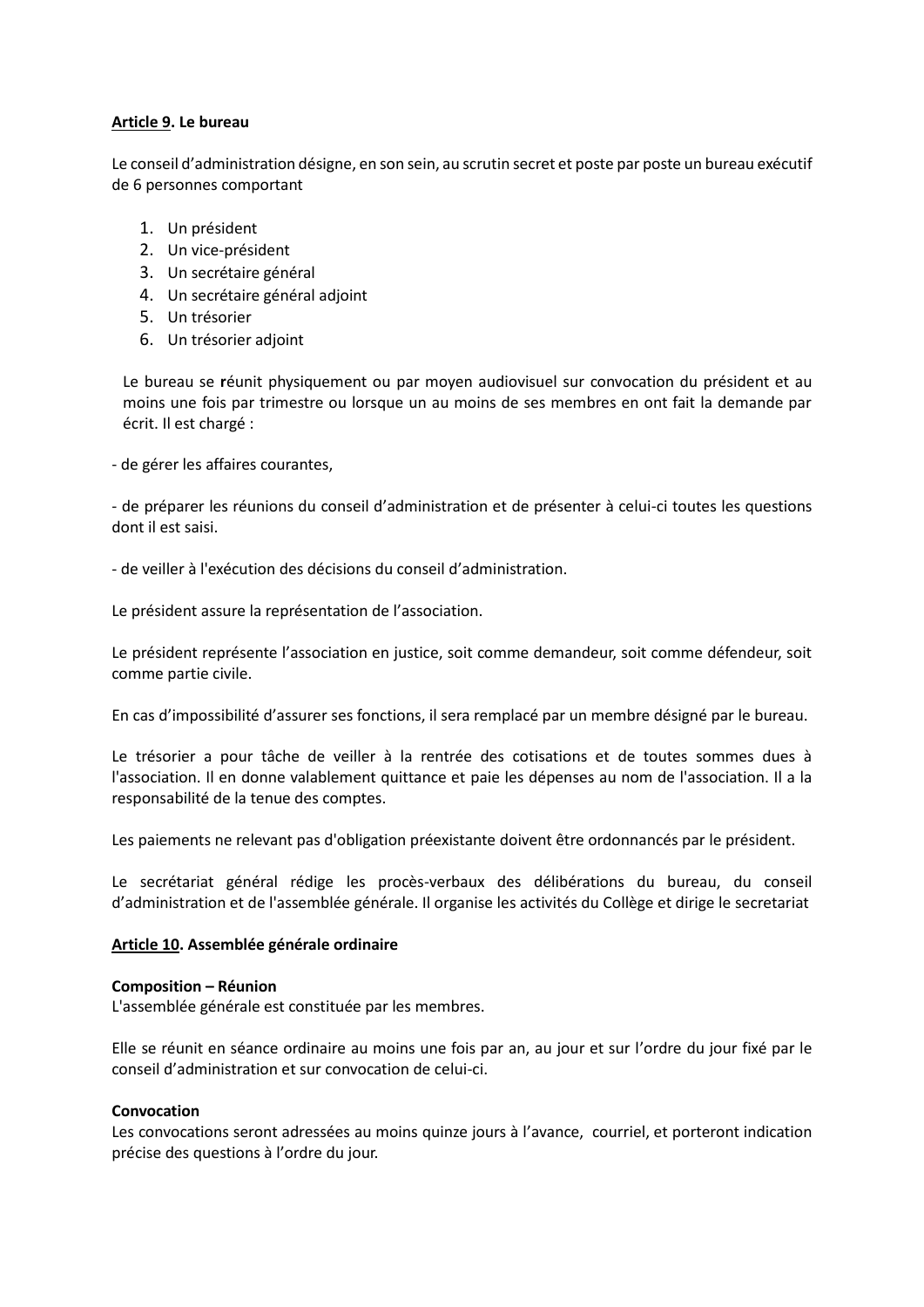**Article 9. Le bureau**

Le conseil d'administration désigne, en son sein, au scrutin secret et poste par poste un bureau exécutif de 6 personnes comportant

1. Un président
2. Un vice-président
3. Un secrétaire général
4. Un secrétaire général adjoint
5. Un trésorier
6. Un trésorier adjoint

Le bureau se réunit physiquement ou par moyen audiovisuel sur convocation du président et au moins une fois par trimestre ou lorsque un au moins de ses membres en ont fait la demande par écrit. Il est chargé :

- de gérer les affaires courantes,

- de préparer les réunions du conseil d'administration et de présenter à celui-ci toutes les questions dont il est saisi.

- de veiller à l'exécution des décisions du conseil d'administration.

Le président assure la représentation de l'association.

Le président représente l'association en justice, soit comme demandeur, soit comme défendeur, soit comme partie civile.

En cas d'impossibilité d'assurer ses fonctions, il sera remplacé par un membre désigné par le bureau.

Le trésorier a pour tâche de veiller à la rentrée des cotisations et de toutes sommes dues à l'association. Il en donne valablement quittance et paie les dépenses au nom de l'association. Il a la responsabilité de la tenue des comptes.

Les paiements ne relevant pas d'obligation préexistante doivent être ordonnancés par le président.

Le secrétariat général rédige les procès-verbaux des délibérations du bureau, du conseil d'administration et de l'assemblée générale. Il organise les activités du Collège et dirige le secretariat

**Article 10. Assemblée générale ordinaire**

**Composition – Réunion**
L'assemblée générale est constituée par les membres.

Elle se réunit en séance ordinaire au moins une fois par an, au jour et sur l'ordre du jour fixé par le conseil d'administration et sur convocation de celui-ci.

**Convocation**
Les convocations seront adressées au moins quinze jours à l'avance, courriel, et porteront indication précise des questions à l'ordre du jour.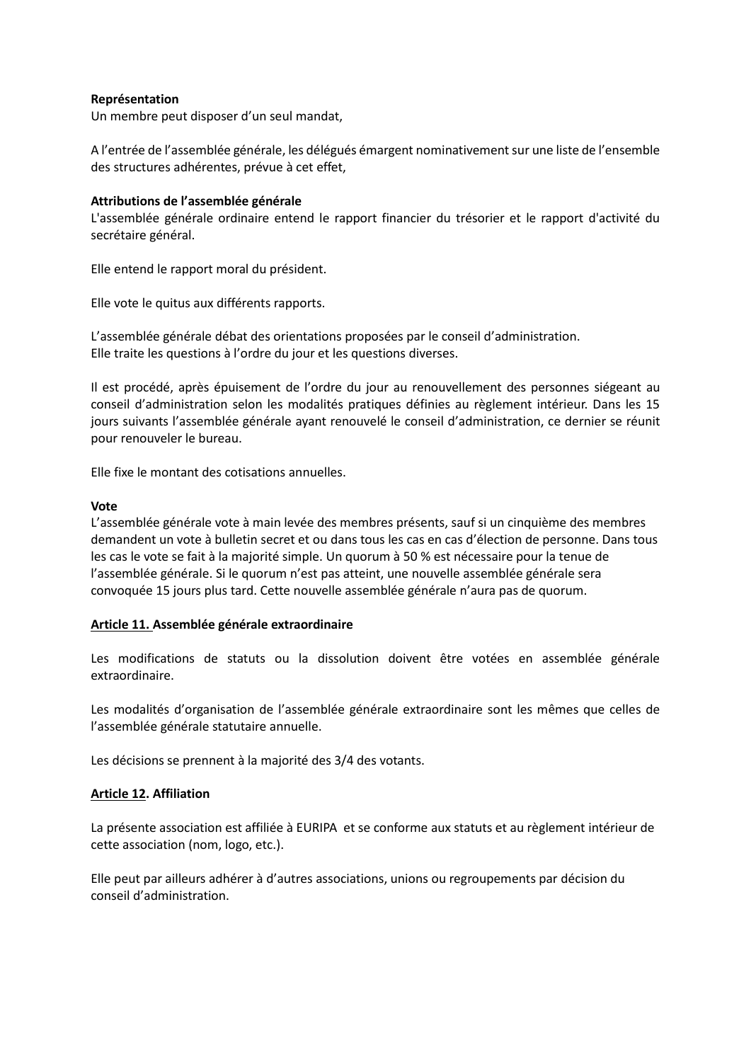**Représentation**
Un membre peut disposer d'un seul mandat,

A l'entrée de l'assemblée générale, les délégués émargent nominativement sur une liste de l'ensemble des structures adhérentes, prévue à cet effet,

**Attributions de l'assemblée générale**
L'assemblée générale ordinaire entend le rapport financier du trésorier et le rapport d'activité du secrétaire général.

Elle entend le rapport moral du président.

Elle vote le quitus aux différents rapports.

L'assemblée générale débat des orientations proposées par le conseil d'administration.
Elle traite les questions à l'ordre du jour et les questions diverses.

Il est procédé, après épuisement de l'ordre du jour au renouvellement des personnes siégeant au conseil d'administration selon les modalités pratiques définies au règlement intérieur. Dans les 15 jours suivants l'assemblée générale ayant renouvelé le conseil d'administration, ce dernier se réunit pour renouveler le bureau.

Elle fixe le montant des cotisations annuelles.

**Vote**
L'assemblée générale vote à main levée des membres présents, sauf si un cinquième des membres demandent un vote à bulletin secret et ou dans tous les cas en cas d'élection de personne. Dans tous les cas le vote se fait à la majorité simple. Un quorum à 50 % est nécessaire pour la tenue de l'assemblée générale. Si le quorum n'est pas atteint, une nouvelle assemblée générale sera convoquée 15 jours plus tard. Cette nouvelle assemblée générale n'aura pas de quorum.

## Article 11. Assemblée générale extraordinaire

Les modifications de statuts ou la dissolution doivent être votées en assemblée générale extraordinaire.

Les modalités d'organisation de l'assemblée générale extraordinaire sont les mêmes que celles de l'assemblée générale statutaire annuelle.

Les décisions se prennent à la majorité des 3/4 des votants.

## Article 12. Affiliation

La présente association est affiliée à EURIPA et se conforme aux statuts et au règlement intérieur de cette association (nom, logo, etc.).

Elle peut par ailleurs adhérer à d'autres associations, unions ou regroupements par décision du conseil d'administration.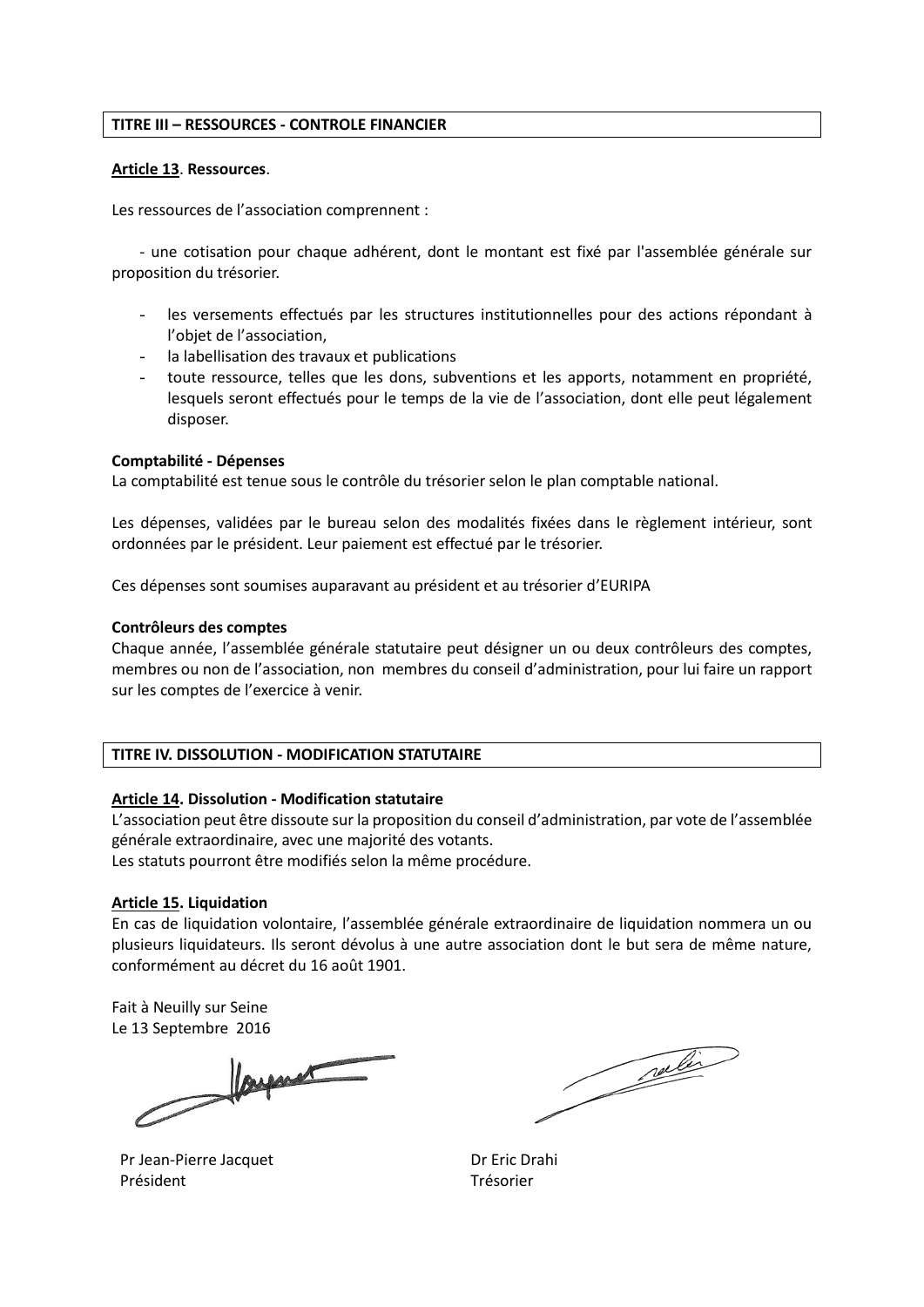## TITRE III – RESSOURCES - CONTROLE FINANCIER

**Article 13. Ressources.**

Les ressources de l'association comprennent :

- une cotisation pour chaque adhérent, dont le montant est fixé par l'assemblée générale sur proposition du trésorier.

- les versements effectués par les structures institutionnelles pour des actions répondant à l'objet de l'association,
- la labellisation des travaux et publications
- toute ressource, telles que les dons, subventions et les apports, notamment en propriété, lesquels seront effectués pour le temps de la vie de l'association, dont elle peut légalement disposer.

**Comptabilité - Dépenses**

La comptabilité est tenue sous le contrôle du trésorier selon le plan comptable national.

Les dépenses, validées par le bureau selon des modalités fixées dans le règlement intérieur, sont ordonnées par le président. Leur paiement est effectué par le trésorier.

Ces dépenses sont soumises auparavant au président et au trésorier d'EURIPA

**Contrôleurs des comptes**

Chaque année, l'assemblée générale statutaire peut désigner un ou deux contrôleurs des comptes, membres ou non de l'association, non membres du conseil d'administration, pour lui faire un rapport sur les comptes de l'exercice à venir.

## TITRE IV. DISSOLUTION - MODIFICATION STATUTAIRE

**Article 14. Dissolution - Modification statutaire**

L'association peut être dissoute sur la proposition du conseil d'administration, par vote de l'assemblée générale extraordinaire, avec une majorité des votants.
Les statuts pourront être modifiés selon la même procédure.

**Article 15. Liquidation**

En cas de liquidation volontaire, l'assemblée générale extraordinaire de liquidation nommera un ou plusieurs liquidateurs. Ils seront dévolus à une autre association dont le but sera de même nature, conformément au décret du 16 août 1901.

Fait à Neuilly sur Seine
Le 13 Septembre 2016

Pr Jean-Pierre Jacquet
Président

Dr Eric Drahi
Trésorier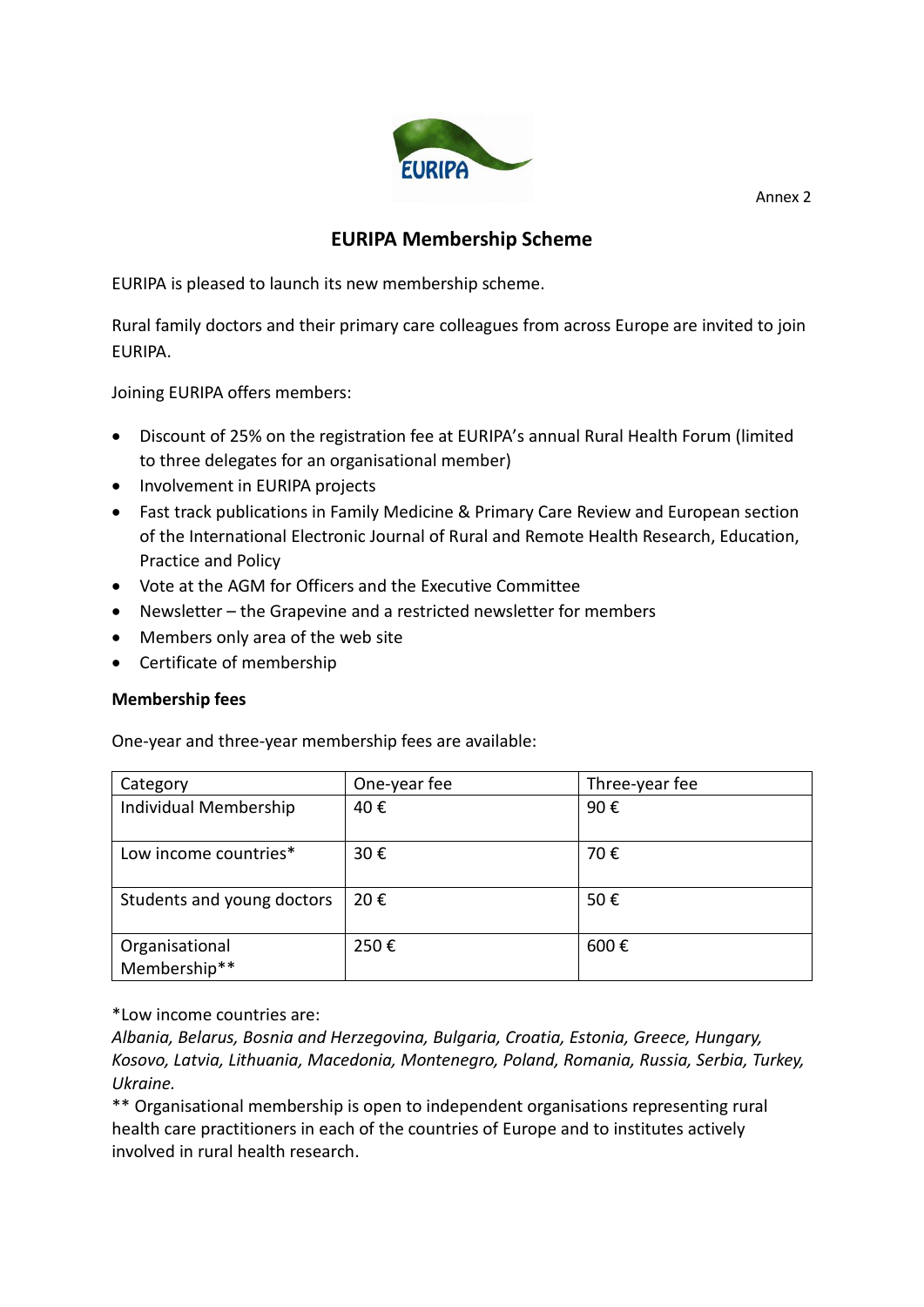Annex 2

# EURIPA Membership Scheme

EURIPA is pleased to launch its new membership scheme.

Rural family doctors and their primary care colleagues from across Europe are invited to join EURIPA.

Joining EURIPA offers members:

- Discount of 25% on the registration fee at EURIPA's annual Rural Health Forum (limited to three delegates for an organisational member)
- Involvement in EURIPA projects
- Fast track publications in Family Medicine & Primary Care Review and European section of the International Electronic Journal of Rural and Remote Health Research, Education, Practice and Policy
- Vote at the AGM for Officers and the Executive Committee
- Newsletter – the Grapevine and a restricted newsletter for members
- Members only area of the web site
- Certificate of membership

**Membership fees**

One-year and three-year membership fees are available:

| Category | One-year fee | Three-year fee |
|---|---|---|
| Individual Membership | 40 € | 90 € |
| Low income countries* | 30 € | 70 € |
| Students and young doctors | 20 € | 50 € |
| Organisational Membership** | 250 € | 600 € |

*Low income countries are:
*Albania, Belarus, Bosnia and Herzegovina, Bulgaria, Croatia, Estonia, Greece, Hungary, Kosovo, Latvia, Lithuania, Macedonia, Montenegro, Poland, Romania, Russia, Serbia, Turkey, Ukraine.*
** Organisational membership is open to independent organisations representing rural health care practitioners in each of the countries of Europe and to institutes actively involved in rural health research.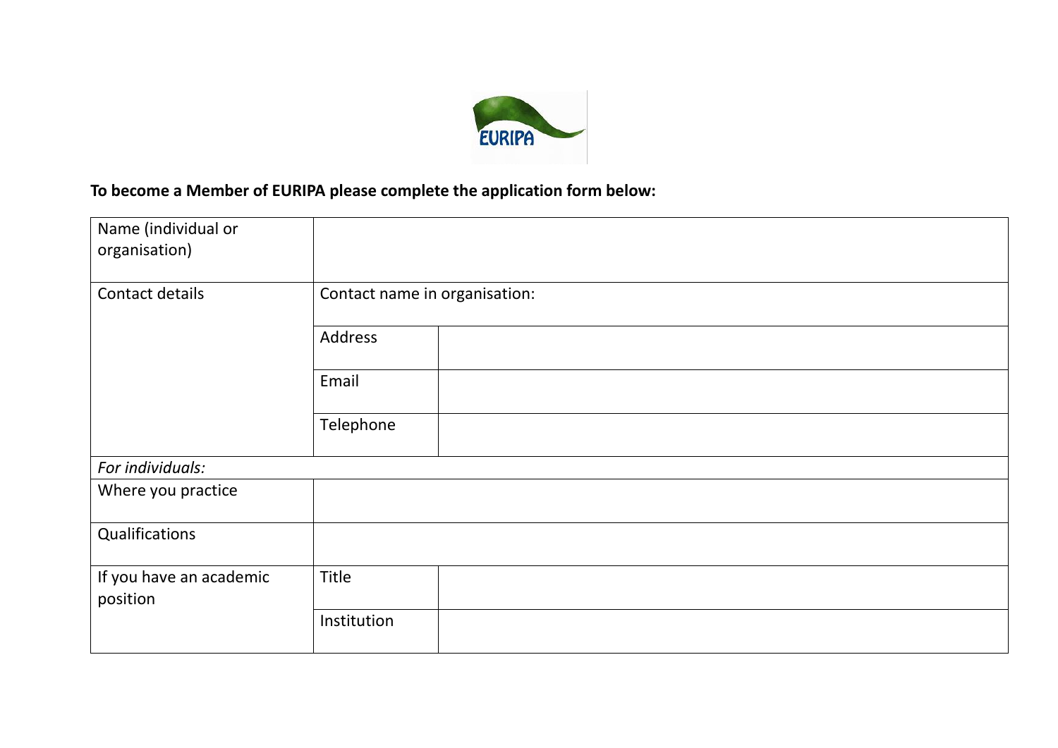**To become a Member of EURIPA please complete the application form below:**

| Name (individual or organisation) | | |
|---|---|---|
| Contact details | Contact name in organisation: | |
| | Address | |
| | Email | |
| | Telephone | |
| *For individuals:* | | |
| Where you practice | | |
| Qualifications | | |
| If you have an academic position | Title | |
| | Institution | |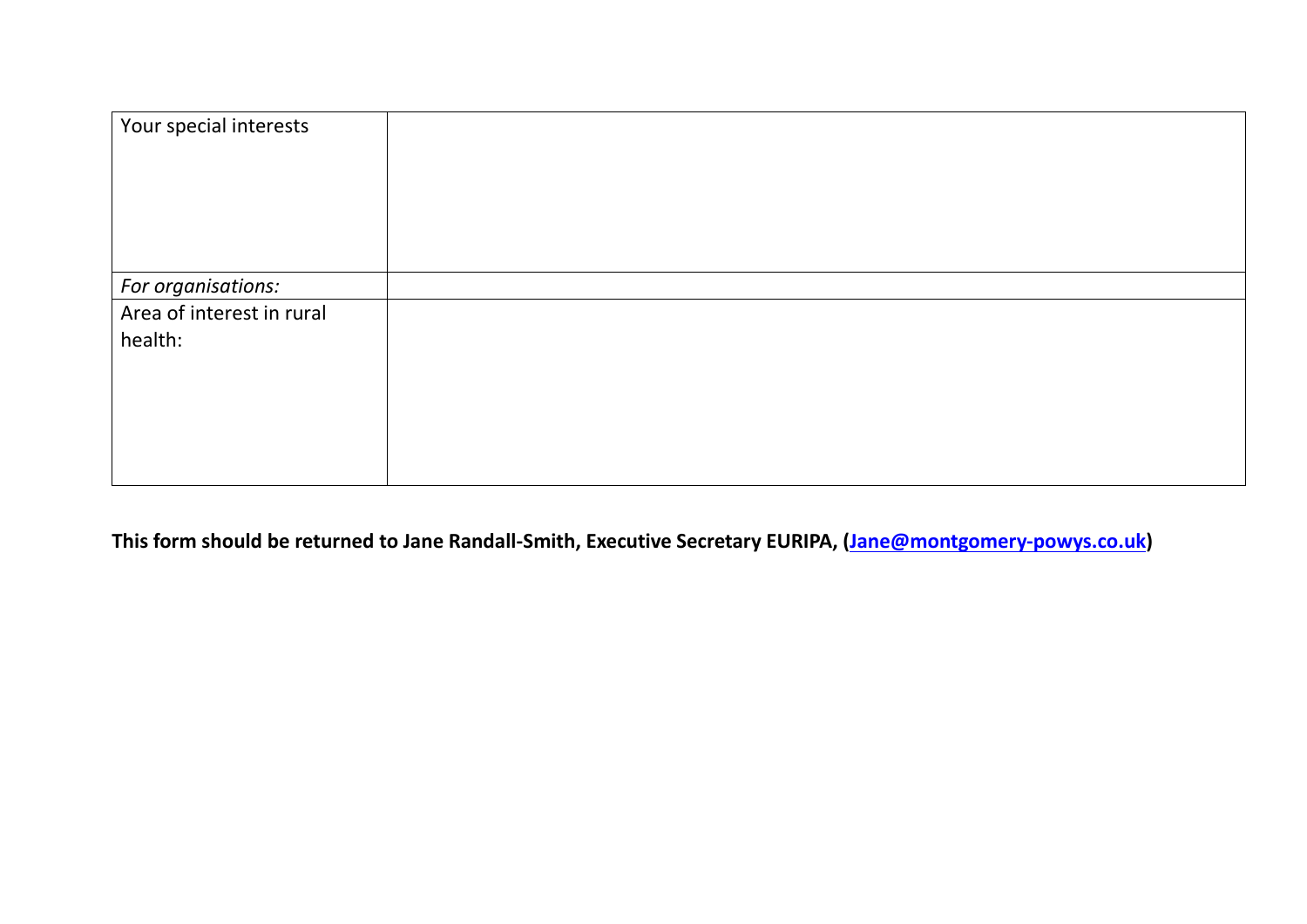| Your special interests | |
|---|---|
| *For organisations:* | |
| Area of interest in rural health: | |

**This form should be returned to Jane Randall-Smith, Executive Secretary EURIPA, ([Jane@montgomery-powys.co.uk](mailto:Jane@montgomery-powys.co.uk))**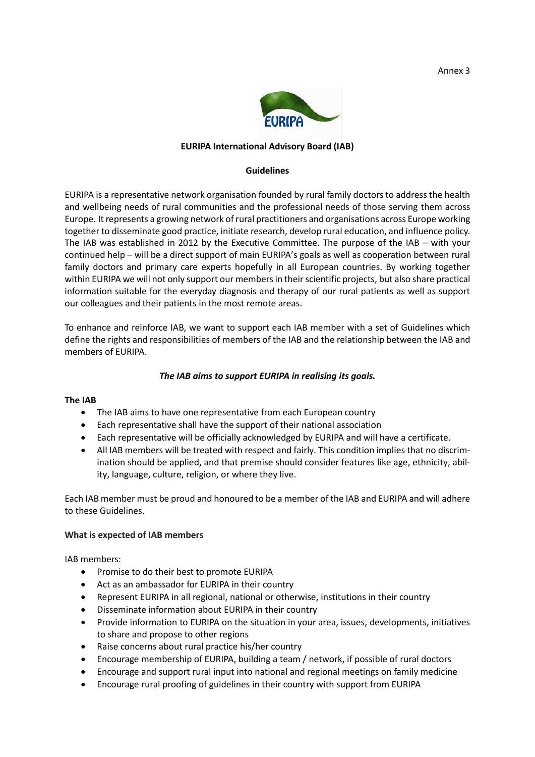Annex 3

**EURIPA International Advisory Board (IAB)**

**Guidelines**

EURIPA is a representative network organisation founded by rural family doctors to address the health and wellbeing needs of rural communities and the professional needs of those serving them across Europe. It represents a growing network of rural practitioners and organisations across Europe working together to disseminate good practice, initiate research, develop rural education, and influence policy. The IAB was established in 2012 by the Executive Committee. The purpose of the IAB – with your continued help – will be a direct support of main EURIPA's goals as well as cooperation between rural family doctors and primary care experts hopefully in all European countries. By working together within EURIPA we will not only support our members in their scientific projects, but also share practical information suitable for the everyday diagnosis and therapy of our rural patients as well as support our colleagues and their patients in the most remote areas.

To enhance and reinforce IAB, we want to support each IAB member with a set of Guidelines which define the rights and responsibilities of members of the IAB and the relationship between the IAB and members of EURIPA.

***The IAB aims to support EURIPA in realising its goals.***

**The IAB**

- The IAB aims to have one representative from each European country
- Each representative shall have the support of their national association
- Each representative will be officially acknowledged by EURIPA and will have a certificate.
- All IAB members will be treated with respect and fairly. This condition implies that no discrimination should be applied, and that premise should consider features like age, ethnicity, ability, language, culture, religion, or where they live.

Each IAB member must be proud and honoured to be a member of the IAB and EURIPA and will adhere to these Guidelines.

**What is expected of IAB members**

IAB members:

- Promise to do their best to promote EURIPA
- Act as an ambassador for EURIPA in their country
- Represent EURIPA in all regional, national or otherwise, institutions in their country
- Disseminate information about EURIPA in their country
- Provide information to EURIPA on the situation in your area, issues, developments, initiatives to share and propose to other regions
- Raise concerns about rural practice his/her country
- Encourage membership of EURIPA, building a team / network, if possible of rural doctors
- Encourage and support rural input into national and regional meetings on family medicine
- Encourage rural proofing of guidelines in their country with support from EURIPA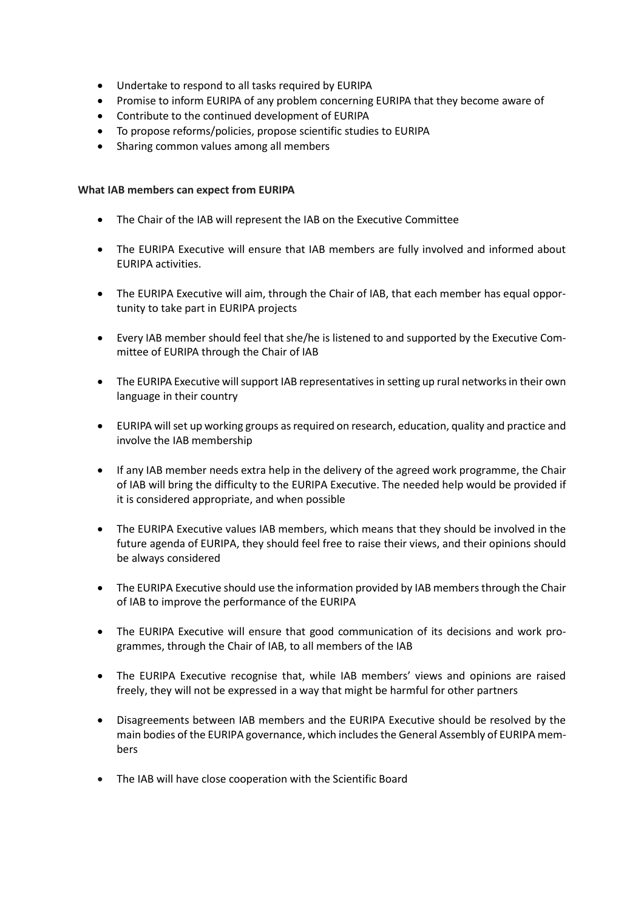- Undertake to respond to all tasks required by EURIPA
- Promise to inform EURIPA of any problem concerning EURIPA that they become aware of
- Contribute to the continued development of EURIPA
- To propose reforms/policies, propose scientific studies to EURIPA
- Sharing common values among all members

**What IAB members can expect from EURIPA**

- The Chair of the IAB will represent the IAB on the Executive Committee
- The EURIPA Executive will ensure that IAB members are fully involved and informed about EURIPA activities.
- The EURIPA Executive will aim, through the Chair of IAB, that each member has equal opportunity to take part in EURIPA projects
- Every IAB member should feel that she/he is listened to and supported by the Executive Committee of EURIPA through the Chair of IAB
- The EURIPA Executive will support IAB representatives in setting up rural networks in their own language in their country
- EURIPA will set up working groups as required on research, education, quality and practice and involve the IAB membership
- If any IAB member needs extra help in the delivery of the agreed work programme, the Chair of IAB will bring the difficulty to the EURIPA Executive. The needed help would be provided if it is considered appropriate, and when possible
- The EURIPA Executive values IAB members, which means that they should be involved in the future agenda of EURIPA, they should feel free to raise their views, and their opinions should be always considered
- The EURIPA Executive should use the information provided by IAB members through the Chair of IAB to improve the performance of the EURIPA
- The EURIPA Executive will ensure that good communication of its decisions and work programmes, through the Chair of IAB, to all members of the IAB
- The EURIPA Executive recognise that, while IAB members' views and opinions are raised freely, they will not be expressed in a way that might be harmful for other partners
- Disagreements between IAB members and the EURIPA Executive should be resolved by the main bodies of the EURIPA governance, which includes the General Assembly of EURIPA members
- The IAB will have close cooperation with the Scientific Board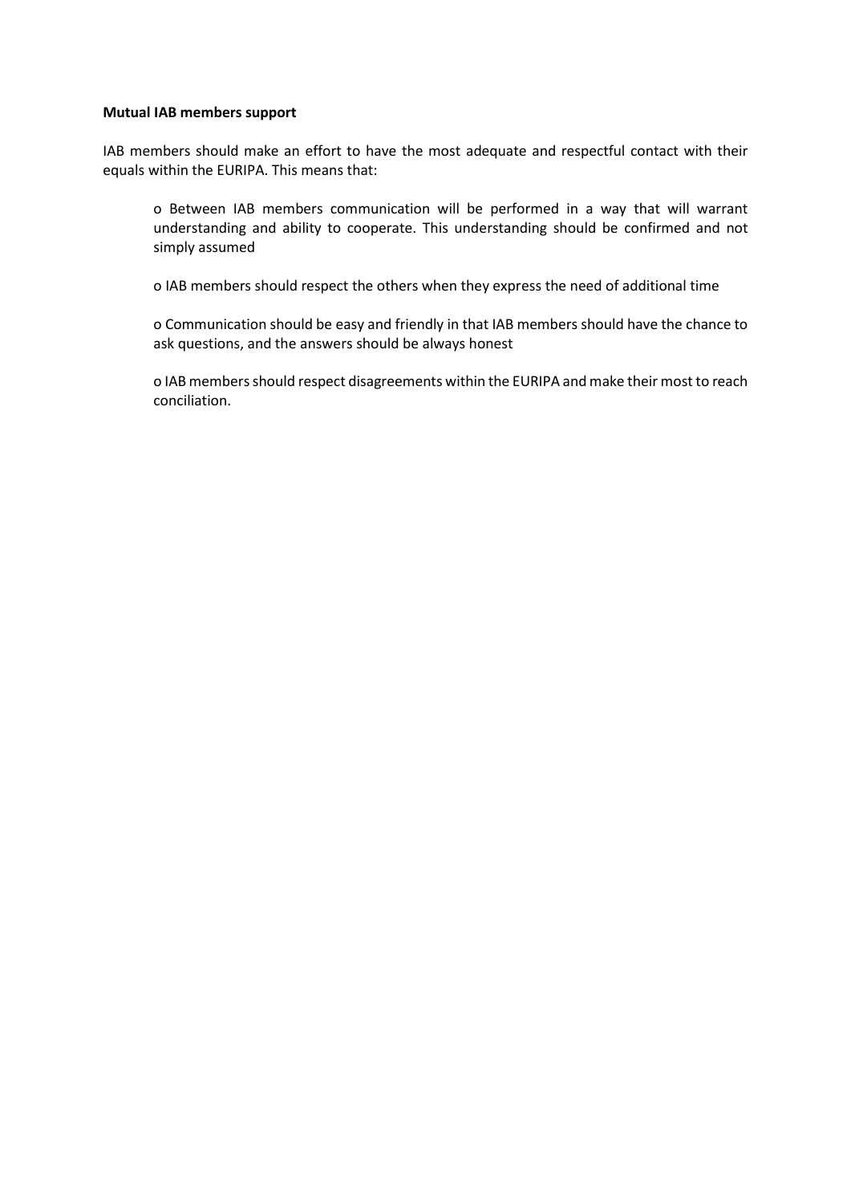**Mutual IAB members support**

IAB members should make an effort to have the most adequate and respectful contact with their equals within the EURIPA. This means that:

- Between IAB members communication will be performed in a way that will warrant understanding and ability to cooperate. This understanding should be confirmed and not simply assumed

- IAB members should respect the others when they express the need of additional time

- Communication should be easy and friendly in that IAB members should have the chance to ask questions, and the answers should be always honest

- IAB members should respect disagreements within the EURIPA and make their most to reach conciliation.